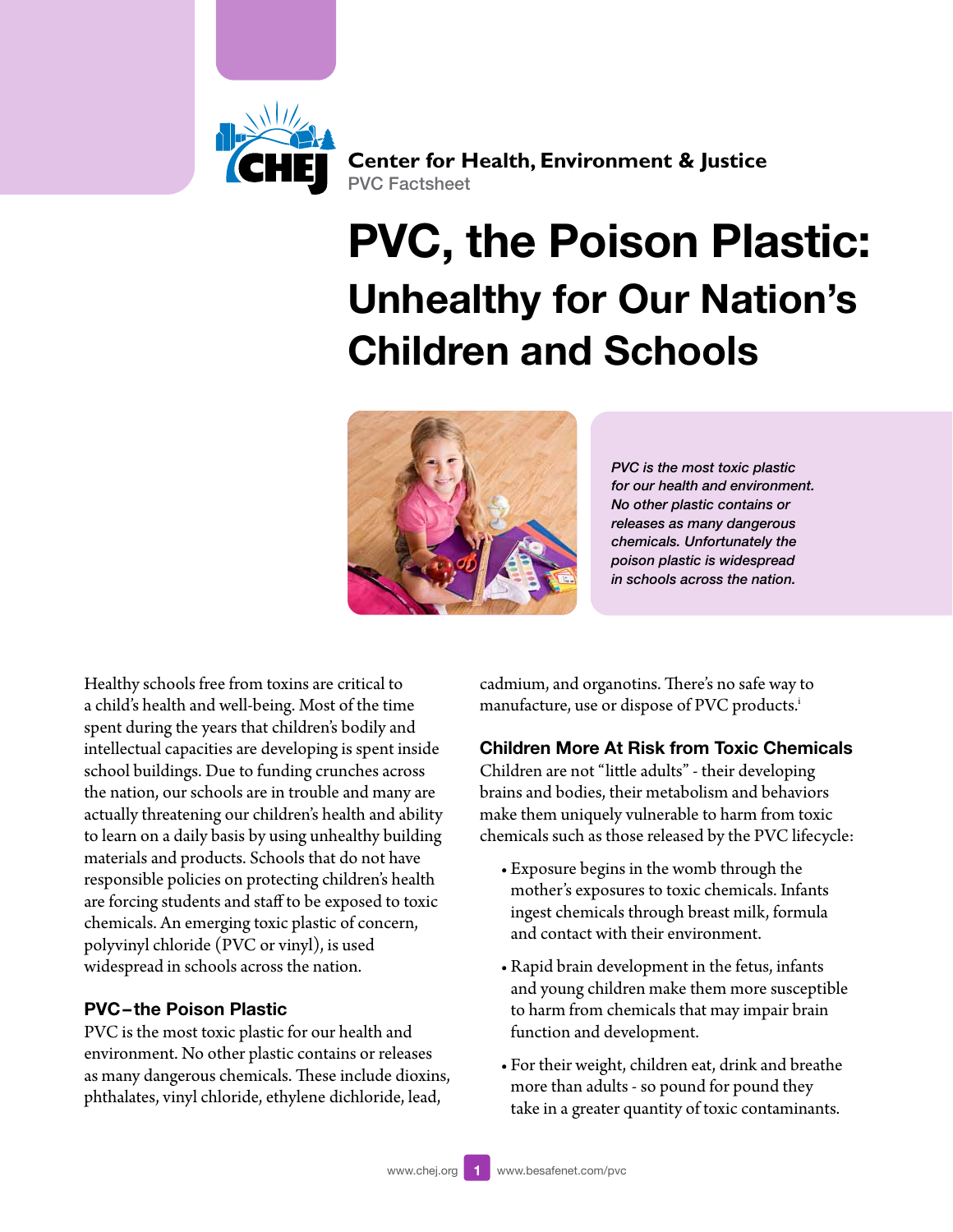**Center for Health, Environment & Justice**
PVC Factsheet

# PVC, the Poison Plastic:

## Unhealthy for Our Nation's Children and Schools

*PVC is the most toxic plastic for our health and environment. No other plastic contains or releases as many dangerous chemicals. Unfortunately the poison plastic is widespread in schools across the nation.*

Healthy schools free from toxins are critical to a child's health and well-being. Most of the time spent during the years that children's bodily and intellectual capacities are developing is spent inside school buildings. Due to funding crunches across the nation, our schools are in trouble and many are actually threatening our children's health and ability to learn on a daily basis by using unhealthy building materials and products. Schools that do not have responsible policies on protecting children's health are forcing students and staff to be exposed to toxic chemicals. An emerging toxic plastic of concern, polyvinyl chloride (PVC or vinyl), is used widespread in schools across the nation.

### PVC–the Poison Plastic

PVC is the most toxic plastic for our health and environment. No other plastic contains or releases as many dangerous chemicals. These include dioxins, phthalates, vinyl chloride, ethylene dichloride, lead, cadmium, and organotins. There's no safe way to manufacture, use or dispose of PVC products.[i]

### Children More At Risk from Toxic Chemicals

Children are not "little adults" - their developing brains and bodies, their metabolism and behaviors make them uniquely vulnerable to harm from toxic chemicals such as those released by the PVC lifecycle:

- Exposure begins in the womb through the mother's exposures to toxic chemicals. Infants ingest chemicals through breast milk, formula and contact with their environment.
- Rapid brain development in the fetus, infants and young children make them more susceptible to harm from chemicals that may impair brain function and development.
- For their weight, children eat, drink and breathe more than adults - so pound for pound they take in a greater quantity of toxic contaminants.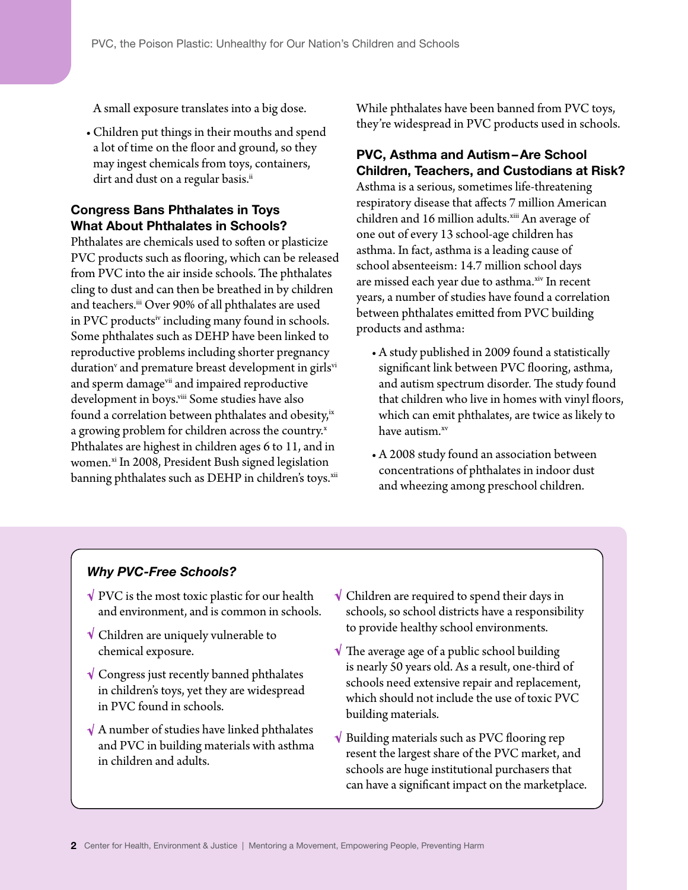A small exposure translates into a big dose.

- Children put things in their mouths and spend a lot of time on the floor and ground, so they may ingest chemicals from toys, containers, dirt and dust on a regular basis.[ii]

## Congress Bans Phthalates in Toys What About Phthalates in Schools?

Phthalates are chemicals used to soften or plasticize PVC products such as flooring, which can be released from PVC into the air inside schools. The phthalates cling to dust and can then be breathed in by children and teachers.[iii] Over 90% of all phthalates are used in PVC products[iv] including many found in schools. Some phthalates such as DEHP have been linked to reproductive problems including shorter pregnancy duration[v] and premature breast development in girls[vi] and sperm damage[vii] and impaired reproductive development in boys.[viii] Some studies have also found a correlation between phthalates and obesity,[ix] a growing problem for children across the country.[x] Phthalates are highest in children ages 6 to 11, and in women.[xi] In 2008, President Bush signed legislation banning phthalates such as DEHP in children's toys.[xii] While phthalates have been banned from PVC toys, they're widespread in PVC products used in schools.

## PVC, Asthma and Autism–Are School Children, Teachers, and Custodians at Risk?

Asthma is a serious, sometimes life-threatening respiratory disease that affects 7 million American children and 16 million adults.[xiii] An average of one out of every 13 school-age children has asthma. In fact, asthma is a leading cause of school absenteeism: 14.7 million school days are missed each year due to asthma.[xiv] In recent years, a number of studies have found a correlation between phthalates emitted from PVC building products and asthma:

- A study published in 2009 found a statistically significant link between PVC flooring, asthma, and autism spectrum disorder. The study found that children who live in homes with vinyl floors, which can emit phthalates, are twice as likely to have autism.[xv]
- A 2008 study found an association between concentrations of phthalates in indoor dust and wheezing among preschool children.

### *Why PVC-Free Schools?*

- √ PVC is the most toxic plastic for our health and environment, and is common in schools.
- √ Children are uniquely vulnerable to chemical exposure.
- √ Congress just recently banned phthalates in children's toys, yet they are widespread in PVC found in schools.
- √ A number of studies have linked phthalates and PVC in building materials with asthma in children and adults.
- √ Children are required to spend their days in schools, so school districts have a responsibility to provide healthy school environments.
- √ The average age of a public school building is nearly 50 years old. As a result, one-third of schools need extensive repair and replacement, which should not include the use of toxic PVC building materials.
- √ Building materials such as PVC flooring rep resent the largest share of the PVC market, and schools are huge institutional purchasers that can have a significant impact on the marketplace.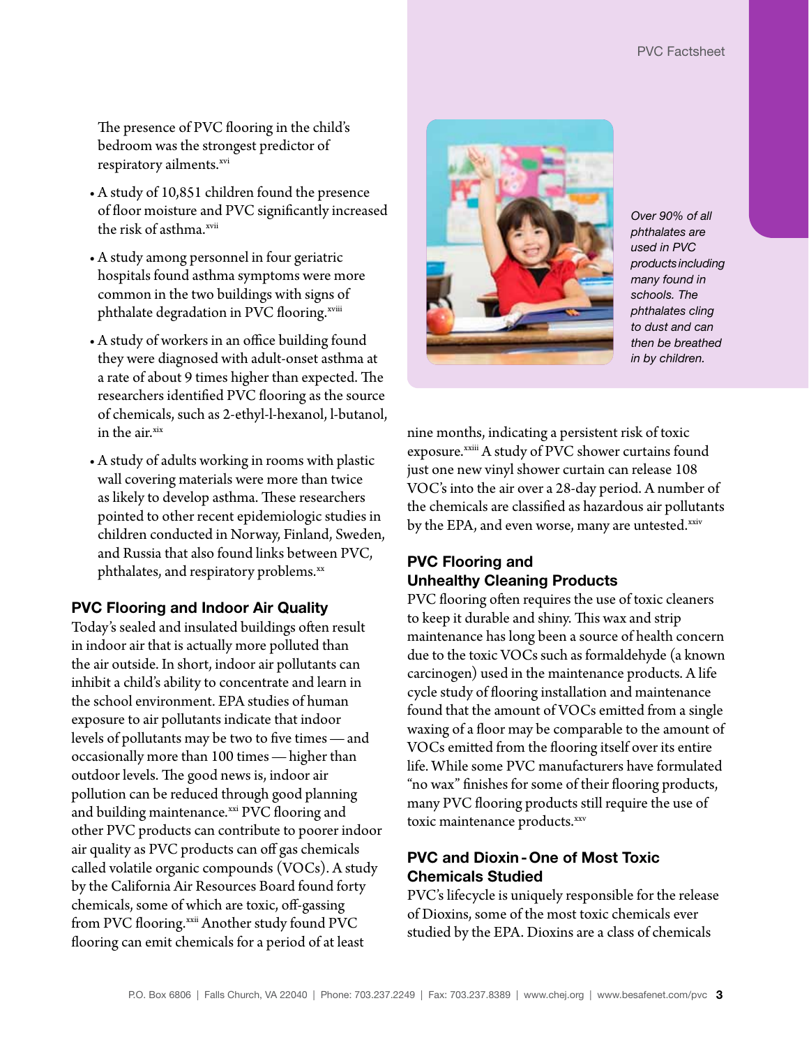The presence of PVC flooring in the child's bedroom was the strongest predictor of respiratory ailments.[xvi]

- A study of 10,851 children found the presence of floor moisture and PVC significantly increased the risk of asthma.[xvii]
- A study among personnel in four geriatric hospitals found asthma symptoms were more common in the two buildings with signs of phthalate degradation in PVC flooring.[xviii]
- A study of workers in an office building found they were diagnosed with adult-onset asthma at a rate of about 9 times higher than expected. The researchers identified PVC flooring as the source of chemicals, such as 2-ethyl-l-hexanol, l-butanol, in the air.[xix]
- A study of adults working in rooms with plastic wall covering materials were more than twice as likely to develop asthma. These researchers pointed to other recent epidemiologic studies in children conducted in Norway, Finland, Sweden, and Russia that also found links between PVC, phthalates, and respiratory problems.[xx]

*Over 90% of all phthalates are used in PVC products including many found in schools. The phthalates cling to dust and can then be breathed in by children.*

### PVC Flooring and Indoor Air Quality

Today's sealed and insulated buildings often result in indoor air that is actually more polluted than the air outside. In short, indoor air pollutants can inhibit a child's ability to concentrate and learn in the school environment. EPA studies of human exposure to air pollutants indicate that indoor levels of pollutants may be two to five times — and occasionally more than 100 times — higher than outdoor levels. The good news is, indoor air pollution can be reduced through good planning and building maintenance.[xxi] PVC flooring and other PVC products can contribute to poorer indoor air quality as PVC products can off gas chemicals called volatile organic compounds (VOCs). A study by the California Air Resources Board found forty chemicals, some of which are toxic, off-gassing from PVC flooring.[xxii] Another study found PVC flooring can emit chemicals for a period of at least nine months, indicating a persistent risk of toxic exposure.[xxiii] A study of PVC shower curtains found just one new vinyl shower curtain can release 108 VOC's into the air over a 28-day period. A number of the chemicals are classified as hazardous air pollutants by the EPA, and even worse, many are untested.[xxiv]

### PVC Flooring and Unhealthy Cleaning Products

PVC flooring often requires the use of toxic cleaners to keep it durable and shiny. This wax and strip maintenance has long been a source of health concern due to the toxic VOCs such as formaldehyde (a known carcinogen) used in the maintenance products. A life cycle study of flooring installation and maintenance found that the amount of VOCs emitted from a single waxing of a floor may be comparable to the amount of VOCs emitted from the flooring itself over its entire life. While some PVC manufacturers have formulated "no wax" finishes for some of their flooring products, many PVC flooring products still require the use of toxic maintenance products.[xxv]

### PVC and Dioxin - One of Most Toxic Chemicals Studied

PVC's lifecycle is uniquely responsible for the release of Dioxins, some of the most toxic chemicals ever studied by the EPA. Dioxins are a class of chemicals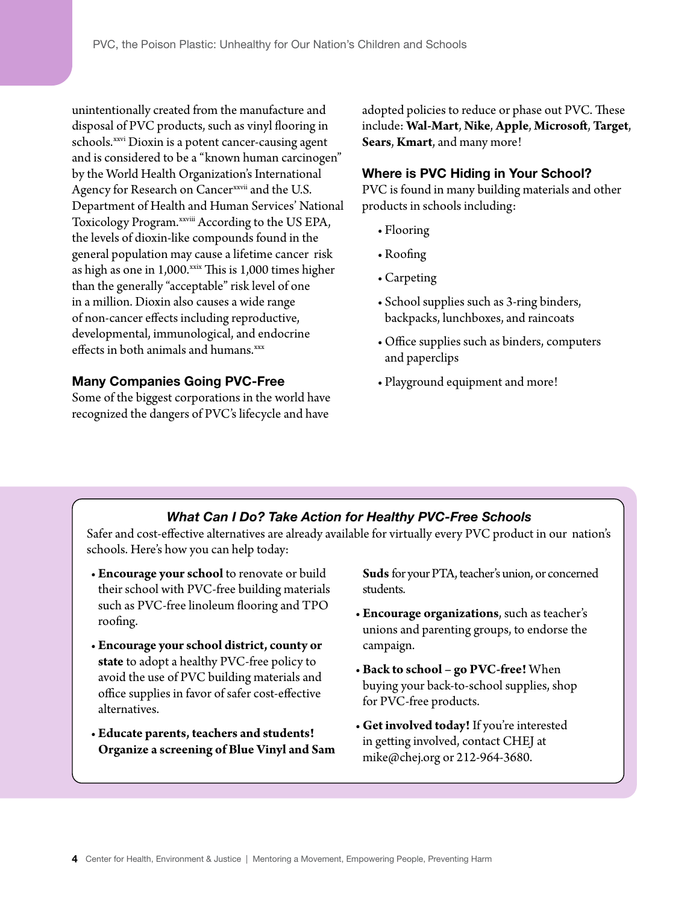unintentionally created from the manufacture and disposal of PVC products, such as vinyl flooring in schools.[xxvi] Dioxin is a potent cancer-causing agent and is considered to be a "known human carcinogen" by the World Health Organization's International Agency for Research on Cancer[xxvii] and the U.S. Department of Health and Human Services' National Toxicology Program.[xxviii] According to the US EPA, the levels of dioxin-like compounds found in the general population may cause a lifetime cancer risk as high as one in 1,000.[xxix] This is 1,000 times higher than the generally "acceptable" risk level of one in a million. Dioxin also causes a wide range of non-cancer effects including reproductive, developmental, immunological, and endocrine effects in both animals and humans.[xxx]

### Many Companies Going PVC-Free

Some of the biggest corporations in the world have recognized the dangers of PVC's lifecycle and have adopted policies to reduce or phase out PVC. These include: **Wal-Mart**, **Nike**, **Apple**, **Microsoft**, **Target**, **Sears**, **Kmart**, and many more!

### Where is PVC Hiding in Your School?

PVC is found in many building materials and other products in schools including:

- Flooring
- Roofing
- Carpeting
- School supplies such as 3-ring binders, backpacks, lunchboxes, and raincoats
- Office supplies such as binders, computers and paperclips
- Playground equipment and more!

### *What Can I Do? Take Action for Healthy PVC-Free Schools*

Safer and cost-effective alternatives are already available for virtually every PVC product in our nation's schools. Here's how you can help today:

- **Encourage your school** to renovate or build their school with PVC-free building materials such as PVC-free linoleum flooring and TPO roofing.
- **Encourage your school district, county or state** to adopt a healthy PVC-free policy to avoid the use of PVC building materials and office supplies in favor of safer cost-effective alternatives.
- **Educate parents, teachers and students! Organize a screening of Blue Vinyl and Sam Suds** for your PTA, teacher's union, or concerned students.
- **Encourage organizations**, such as teacher's unions and parenting groups, to endorse the campaign.
- **Back to school – go PVC-free!** When buying your back-to-school supplies, shop for PVC-free products.
- **Get involved today!** If you're interested in getting involved, contact CHEJ at mike@chej.org or 212-964-3680.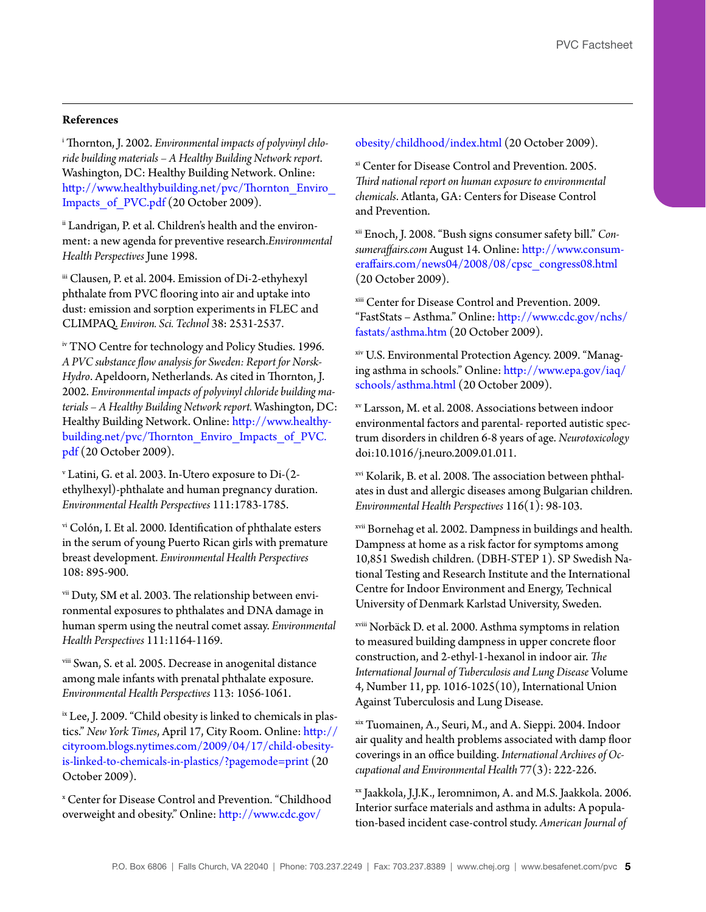## References

[i] Thornton, J. 2002. *Environmental impacts of polyvinyl chloride building materials – A Healthy Building Network report*. Washington, DC: Healthy Building Network. Online: http://www.healthybuilding.net/pvc/Thornton_Enviro_Impacts_of_PVC.pdf (20 October 2009).

[ii] Landrigan, P. et al. Children's health and the environment: a new agenda for preventive research. *Environmental Health Perspectives* June 1998.

[iii] Clausen, P. et al. 2004. Emission of Di-2-ethyhexyl phthalate from PVC flooring into air and uptake into dust: emission and sorption experiments in FLEC and CLIMPAQ. *Environ. Sci. Technol* 38: 2531-2537.

[iv] TNO Centre for technology and Policy Studies. 1996. *A PVC substance flow analysis for Sweden: Report for Norsk-Hydro*. Apeldoorn, Netherlands. As cited in Thornton, J. 2002. *Environmental impacts of polyvinyl chloride building materials – A Healthy Building Network report.* Washington, DC: Healthy Building Network. Online: http://www.healthybuilding.net/pvc/Thornton_Enviro_Impacts_of_PVC.pdf (20 October 2009).

[v] Latini, G. et al. 2003. In-Utero exposure to Di-(2-ethylhexyl)-phthalate and human pregnancy duration. *Environmental Health Perspectives* 111:1783-1785.

[vi] Colón, I. Et al. 2000. Identification of phthalate esters in the serum of young Puerto Rican girls with premature breast development. *Environmental Health Perspectives* 108: 895-900.

[vii] Duty, SM et al. 2003. The relationship between environmental exposures to phthalates and DNA damage in human sperm using the neutral comet assay. *Environmental Health Perspectives* 111:1164-1169.

[viii] Swan, S. et al. 2005. Decrease in anogenital distance among male infants with prenatal phthalate exposure. *Environmental Health Perspectives* 113: 1056-1061.

[ix] Lee, J. 2009. "Child obesity is linked to chemicals in plastics." *New York Times*, April 17, City Room. Online: http://cityroom.blogs.nytimes.com/2009/04/17/child-obesity-is-linked-to-chemicals-in-plastics/?pagemode=print (20 October 2009).

[x] Center for Disease Control and Prevention. "Childhood overweight and obesity." Online: http://www.cdc.gov/obesity/childhood/index.html (20 October 2009).

[xi] Center for Disease Control and Prevention. 2005. *Third national report on human exposure to environmental chemicals*. Atlanta, GA: Centers for Disease Control and Prevention.

[xii] Enoch, J. 2008. "Bush signs consumer safety bill." *Consumeraffairs.com* August 14. Online: http://www.consumeraffairs.com/news04/2008/08/cpsc_congress08.html (20 October 2009).

[xiii] Center for Disease Control and Prevention. 2009. "FastStats – Asthma." Online: http://www.cdc.gov/nchs/fastats/asthma.htm (20 October 2009).

[xiv] U.S. Environmental Protection Agency. 2009. "Managing asthma in schools." Online: http://www.epa.gov/iaq/schools/asthma.html (20 October 2009).

[xv] Larsson, M. et al. 2008. Associations between indoor environmental factors and parental- reported autistic spectrum disorders in children 6-8 years of age. *Neurotoxicology* doi:10.1016/j.neuro.2009.01.011.

[xvi] Kolarik, B. et al. 2008. The association between phthalates in dust and allergic diseases among Bulgarian children. *Environmental Health Perspectives* 116(1): 98-103.

[xvii] Bornehag et al. 2002. Dampness in buildings and health. Dampness at home as a risk factor for symptoms among 10,851 Swedish children. (DBH-STEP 1). SP Swedish National Testing and Research Institute and the International Centre for Indoor Environment and Energy, Technical University of Denmark Karlstad University, Sweden.

[xviii] Norbäck D. et al. 2000. Asthma symptoms in relation to measured building dampness in upper concrete floor construction, and 2-ethyl-1-hexanol in indoor air. *The International Journal of Tuberculosis and Lung Disease* Volume 4, Number 11, pp. 1016-1025(10), International Union Against Tuberculosis and Lung Disease.

[xix] Tuomainen, A., Seuri, M., and A. Sieppi. 2004. Indoor air quality and health problems associated with damp floor coverings in an office building. *International Archives of Occupational and Environmental Health* 77(3): 222-226.

[xx] Jaakkola, J.J.K., Ieromnimon, A. and M.S. Jaakkola. 2006. Interior surface materials and asthma in adults: A population-based incident case-control study. *American Journal of*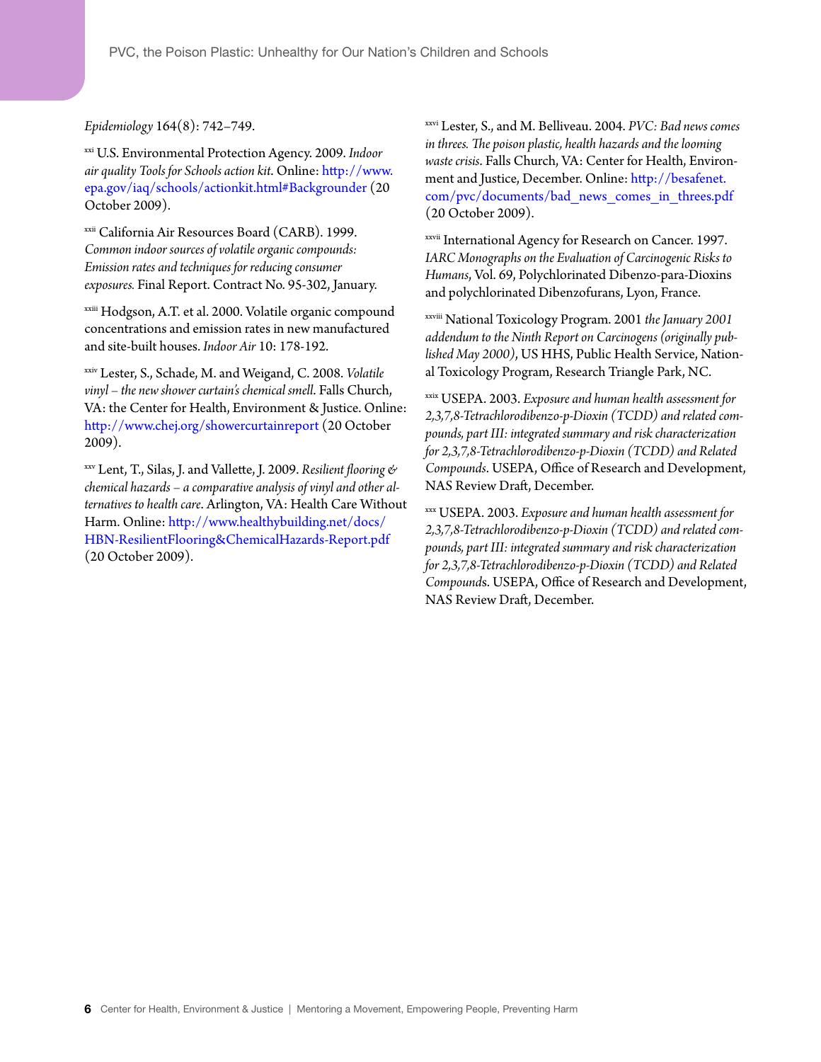*Epidemiology* 164(8): 742–749.

[xxi] U.S. Environmental Protection Agency. 2009. *Indoor air quality Tools for Schools action kit*. Online: http://www.epa.gov/iaq/schools/actionkit.html#Backgrounder (20 October 2009).

[xxii] California Air Resources Board (CARB). 1999. *Common indoor sources of volatile organic compounds: Emission rates and techniques for reducing consumer exposures.* Final Report. Contract No. 95-302, January.

[xxiii] Hodgson, A.T. et al. 2000. Volatile organic compound concentrations and emission rates in new manufactured and site-built houses. *Indoor Air* 10: 178-192.

[xxiv] Lester, S., Schade, M. and Weigand, C. 2008. *Volatile vinyl – the new shower curtain's chemical smell.* Falls Church, VA: the Center for Health, Environment & Justice. Online: http://www.chej.org/showercurtainreport (20 October 2009).

[xxv] Lent, T., Silas, J. and Vallette, J. 2009. *Resilient flooring & chemical hazards – a comparative analysis of vinyl and other alternatives to health care*. Arlington, VA: Health Care Without Harm. Online: http://www.healthybuilding.net/docs/HBN-ResilientFlooring&ChemicalHazards-Report.pdf (20 October 2009).

[xxvi] Lester, S., and M. Belliveau. 2004. *PVC: Bad news comes in threes. The poison plastic, health hazards and the looming waste crisis*. Falls Church, VA: Center for Health, Environment and Justice, December. Online: http://besafenet.com/pvc/documents/bad_news_comes_in_threes.pdf (20 October 2009).

[xxvii] International Agency for Research on Cancer. 1997. *IARC Monographs on the Evaluation of Carcinogenic Risks to Humans*, Vol. 69, Polychlorinated Dibenzo-para-Dioxins and polychlorinated Dibenzofurans, Lyon, France.

[xxviii] National Toxicology Program. 2001 *the January 2001 addendum to the Ninth Report on Carcinogens (originally published May 2000)*, US HHS, Public Health Service, National Toxicology Program, Research Triangle Park, NC.

[xxix] USEPA. 2003. *Exposure and human health assessment for 2,3,7,8-Tetrachlorodibenzo-p-Dioxin (TCDD) and related compounds, part III: integrated summary and risk characterization for 2,3,7,8-Tetrachlorodibenzo-p-Dioxin (TCDD) and Related Compounds*. USEPA, Office of Research and Development, NAS Review Draft, December.

[xxx] USEPA. 2003. *Exposure and human health assessment for 2,3,7,8-Tetrachlorodibenzo-p-Dioxin (TCDD) and related compounds, part III: integrated summary and risk characterization for 2,3,7,8-Tetrachlorodibenzo-p-Dioxin (TCDD) and Related Compound*s. USEPA, Office of Research and Development, NAS Review Draft, December.